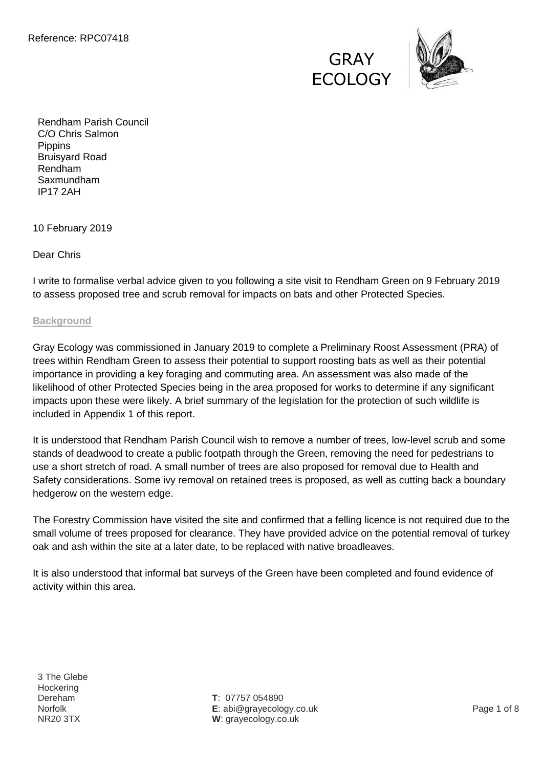Reference: RPC07418

GRAY ECOLOGY

Rendham Parish Council
C/O Chris Salmon
Pippins
Bruisyard Road
Rendham
Saxmundham
IP17 2AH

10 February 2019

Dear Chris

I write to formalise verbal advice given to you following a site visit to Rendham Green on 9 February 2019 to assess proposed tree and scrub removal for impacts on bats and other Protected Species.

## Background

Gray Ecology was commissioned in January 2019 to complete a Preliminary Roost Assessment (PRA) of trees within Rendham Green to assess their potential to support roosting bats as well as their potential importance in providing a key foraging and commuting area. An assessment was also made of the likelihood of other Protected Species being in the area proposed for works to determine if any significant impacts upon these were likely. A brief summary of the legislation for the protection of such wildlife is included in Appendix 1 of this report.

It is understood that Rendham Parish Council wish to remove a number of trees, low-level scrub and some stands of deadwood to create a public footpath through the Green, removing the need for pedestrians to use a short stretch of road. A small number of trees are also proposed for removal due to Health and Safety considerations. Some ivy removal on retained trees is proposed, as well as cutting back a boundary hedgerow on the western edge.

The Forestry Commission have visited the site and confirmed that a felling licence is not required due to the small volume of trees proposed for clearance. They have provided advice on the potential removal of turkey oak and ash within the site at a later date, to be replaced with native broadleaves.

It is also understood that informal bat surveys of the Green have been completed and found evidence of activity within this area.

3 The Glebe
Hockering
Dereham
Norfolk
NR20 3TX

**T**: 07757 054890
**E**: abi@grayecology.co.uk
**W**: grayecology.co.uk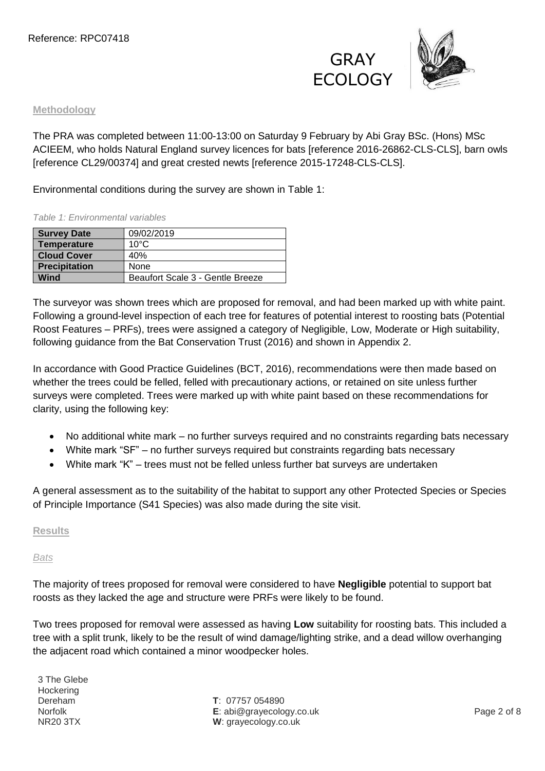## Methodology

The PRA was completed between 11:00-13:00 on Saturday 9 February by Abi Gray BSc. (Hons) MSc ACIEEM, who holds Natural England survey licences for bats [reference 2016-26862-CLS-CLS], barn owls [reference CL29/00374] and great crested newts [reference 2015-17248-CLS-CLS].

Environmental conditions during the survey are shown in Table 1:

*Table 1: Environmental variables*

| Survey Date | 09/02/2019 |
|---|---|
| Temperature | 10°C |
| Cloud Cover | 40% |
| Precipitation | None |
| Wind | Beaufort Scale 3 - Gentle Breeze |

The surveyor was shown trees which are proposed for removal, and had been marked up with white paint. Following a ground-level inspection of each tree for features of potential interest to roosting bats (Potential Roost Features – PRFs), trees were assigned a category of Negligible, Low, Moderate or High suitability, following guidance from the Bat Conservation Trust (2016) and shown in Appendix 2.

In accordance with Good Practice Guidelines (BCT, 2016), recommendations were then made based on whether the trees could be felled, felled with precautionary actions, or retained on site unless further surveys were completed. Trees were marked up with white paint based on these recommendations for clarity, using the following key:

- No additional white mark – no further surveys required and no constraints regarding bats necessary
- White mark "SF" – no further surveys required but constraints regarding bats necessary
- White mark "K" – trees must not be felled unless further bat surveys are undertaken

A general assessment as to the suitability of the habitat to support any other Protected Species or Species of Principle Importance (S41 Species) was also made during the site visit.

## Results

### *Bats*

The majority of trees proposed for removal were considered to have **Negligible** potential to support bat roosts as they lacked the age and structure were PRFs were likely to be found.

Two trees proposed for removal were assessed as having **Low** suitability for roosting bats. This included a tree with a split trunk, likely to be the result of wind damage/lighting strike, and a dead willow overhanging the adjacent road which contained a minor woodpecker holes.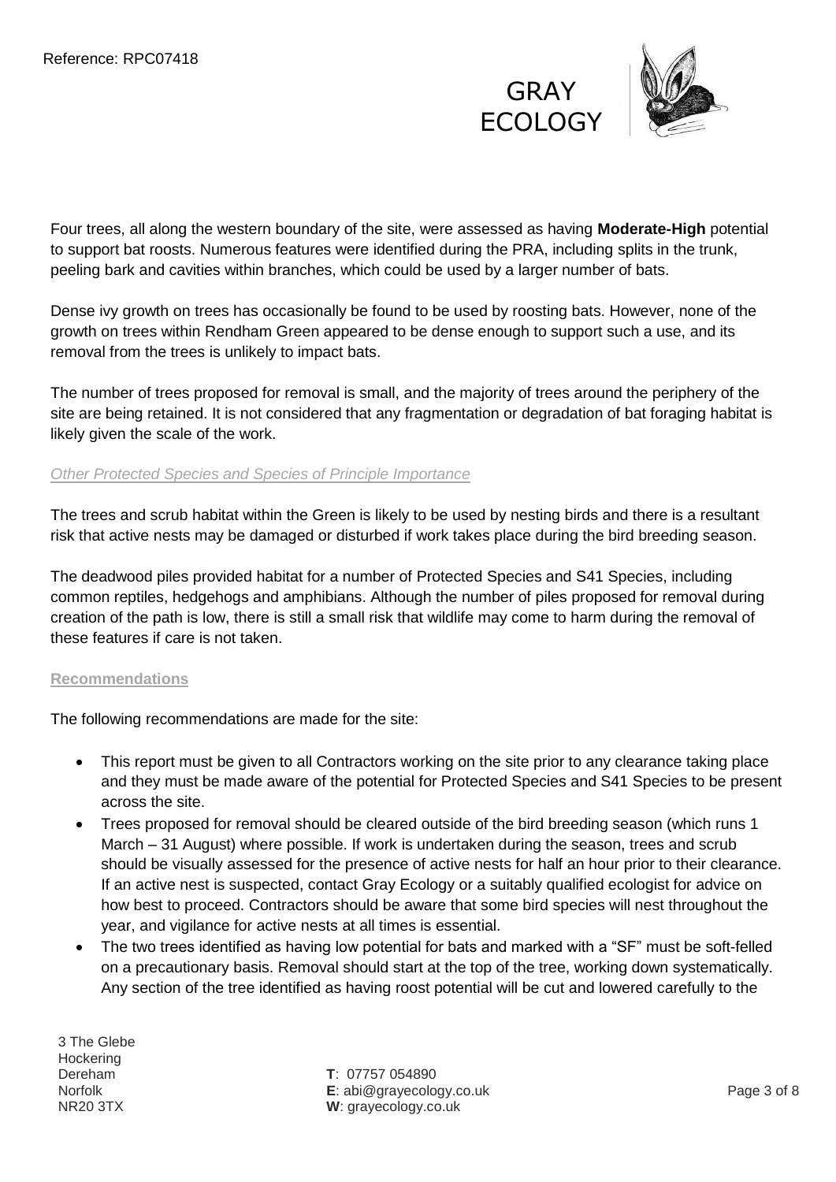Four trees, all along the western boundary of the site, were assessed as having **Moderate-High** potential to support bat roosts. Numerous features were identified during the PRA, including splits in the trunk, peeling bark and cavities within branches, which could be used by a larger number of bats.

Dense ivy growth on trees has occasionally be found to be used by roosting bats. However, none of the growth on trees within Rendham Green appeared to be dense enough to support such a use, and its removal from the trees is unlikely to impact bats.

The number of trees proposed for removal is small, and the majority of trees around the periphery of the site are being retained. It is not considered that any fragmentation or degradation of bat foraging habitat is likely given the scale of the work.

*Other Protected Species and Species of Principle Importance*

The trees and scrub habitat within the Green is likely to be used by nesting birds and there is a resultant risk that active nests may be damaged or disturbed if work takes place during the bird breeding season.

The deadwood piles provided habitat for a number of Protected Species and S41 Species, including common reptiles, hedgehogs and amphibians. Although the number of piles proposed for removal during creation of the path is low, there is still a small risk that wildlife may come to harm during the removal of these features if care is not taken.

## Recommendations

The following recommendations are made for the site:

- This report must be given to all Contractors working on the site prior to any clearance taking place and they must be made aware of the potential for Protected Species and S41 Species to be present across the site.
- Trees proposed for removal should be cleared outside of the bird breeding season (which runs 1 March – 31 August) where possible. If work is undertaken during the season, trees and scrub should be visually assessed for the presence of active nests for half an hour prior to their clearance. If an active nest is suspected, contact Gray Ecology or a suitably qualified ecologist for advice on how best to proceed. Contractors should be aware that some bird species will nest throughout the year, and vigilance for active nests at all times is essential.
- The two trees identified as having low potential for bats and marked with a "SF" must be soft-felled on a precautionary basis. Removal should start at the top of the tree, working down systematically. Any section of the tree identified as having roost potential will be cut and lowered carefully to the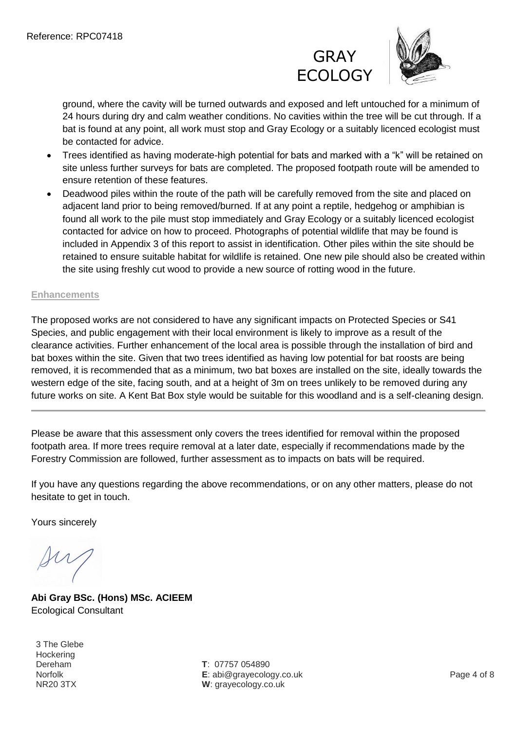ground, where the cavity will be turned outwards and exposed and left untouched for a minimum of 24 hours during dry and calm weather conditions. No cavities within the tree will be cut through. If a bat is found at any point, all work must stop and Gray Ecology or a suitably licenced ecologist must be contacted for advice.

- Trees identified as having moderate-high potential for bats and marked with a "k" will be retained on site unless further surveys for bats are completed. The proposed footpath route will be amended to ensure retention of these features.
- Deadwood piles within the route of the path will be carefully removed from the site and placed on adjacent land prior to being removed/burned. If at any point a reptile, hedgehog or amphibian is found all work to the pile must stop immediately and Gray Ecology or a suitably licenced ecologist contacted for advice on how to proceed. Photographs of potential wildlife that may be found is included in Appendix 3 of this report to assist in identification. Other piles within the site should be retained to ensure suitable habitat for wildlife is retained. One new pile should also be created within the site using freshly cut wood to provide a new source of rotting wood in the future.

## Enhancements

The proposed works are not considered to have any significant impacts on Protected Species or S41 Species, and public engagement with their local environment is likely to improve as a result of the clearance activities. Further enhancement of the local area is possible through the installation of bird and bat boxes within the site. Given that two trees identified as having low potential for bat roosts are being removed, it is recommended that as a minimum, two bat boxes are installed on the site, ideally towards the western edge of the site, facing south, and at a height of 3m on trees unlikely to be removed during any future works on site. A Kent Bat Box style would be suitable for this woodland and is a self-cleaning design.

---

Please be aware that this assessment only covers the trees identified for removal within the proposed footpath area. If more trees require removal at a later date, especially if recommendations made by the Forestry Commission are followed, further assessment as to impacts on bats will be required.

If you have any questions regarding the above recommendations, or on any other matters, please do not hesitate to get in touch.

Yours sincerely

**Abi Gray BSc. (Hons) MSc. ACIEEM**
Ecological Consultant

3 The Glebe
Hockering
Dereham
Norfolk
NR20 3TX

**T**: 07757 054890
**E**: abi@grayecology.co.uk
**W**: grayecology.co.uk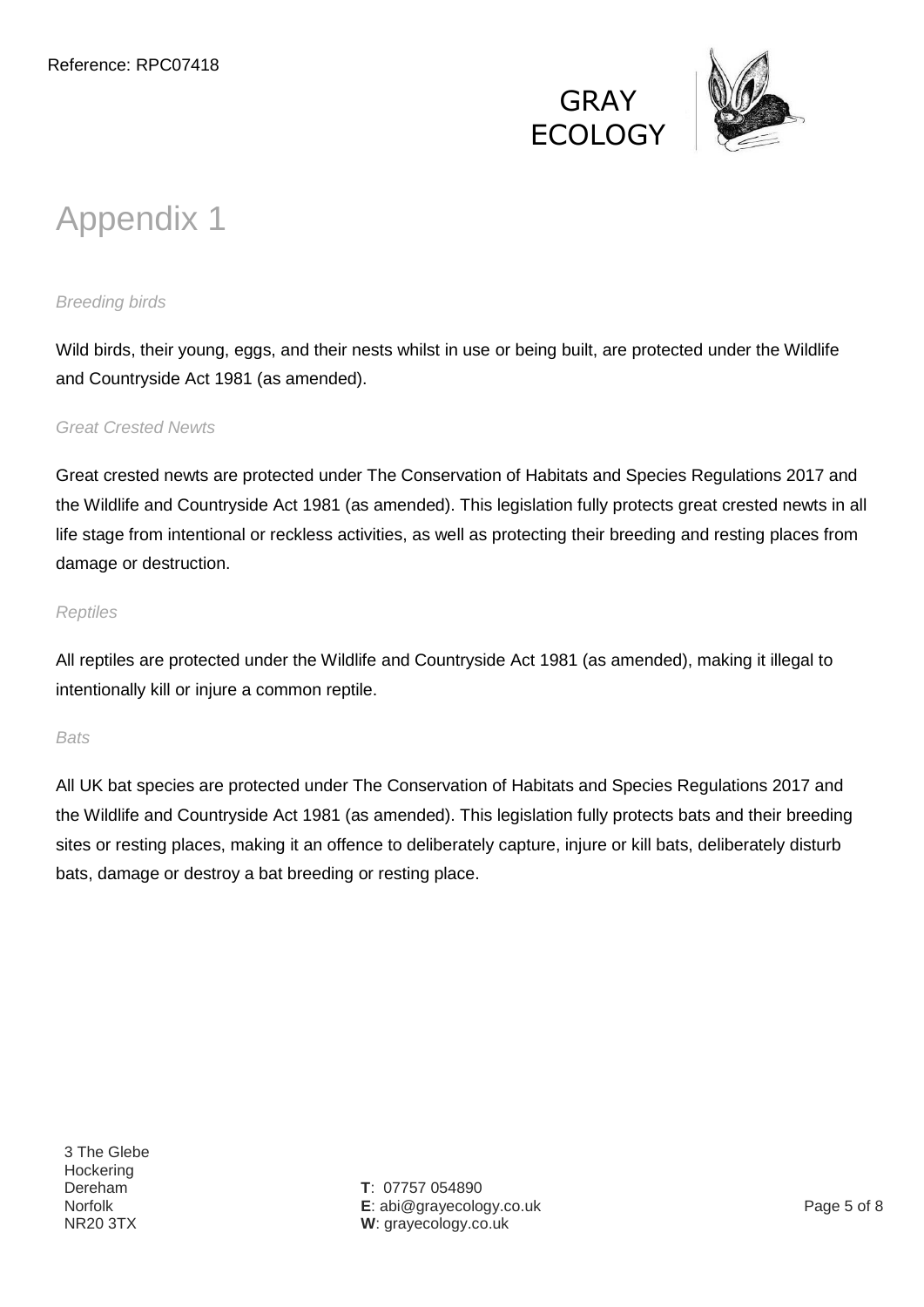# Appendix 1

*Breeding birds*

Wild birds, their young, eggs, and their nests whilst in use or being built, are protected under the Wildlife and Countryside Act 1981 (as amended).

*Great Crested Newts*

Great crested newts are protected under The Conservation of Habitats and Species Regulations 2017 and the Wildlife and Countryside Act 1981 (as amended). This legislation fully protects great crested newts in all life stage from intentional or reckless activities, as well as protecting their breeding and resting places from damage or destruction.

*Reptiles*

All reptiles are protected under the Wildlife and Countryside Act 1981 (as amended), making it illegal to intentionally kill or injure a common reptile.

*Bats*

All UK bat species are protected under The Conservation of Habitats and Species Regulations 2017 and the Wildlife and Countryside Act 1981 (as amended). This legislation fully protects bats and their breeding sites or resting places, making it an offence to deliberately capture, injure or kill bats, deliberately disturb bats, damage or destroy a bat breeding or resting place.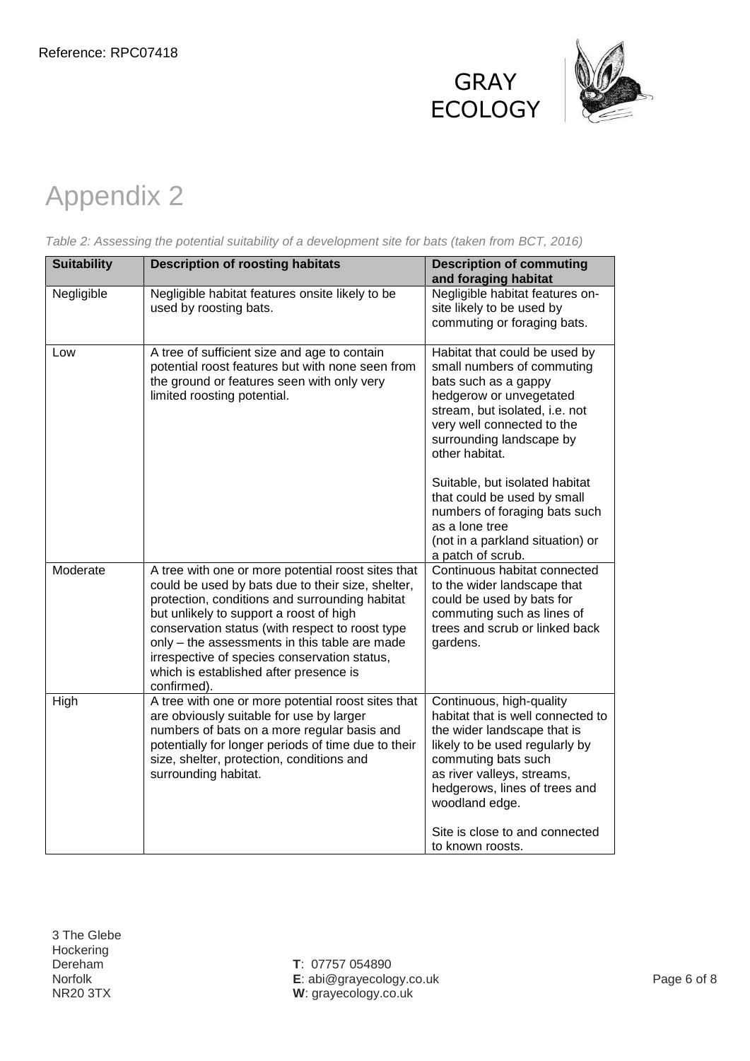# Appendix 2

*Table 2: Assessing the potential suitability of a development site for bats (taken from BCT, 2016)*

| Suitability | Description of roosting habitats | Description of commuting and foraging habitat |
|---|---|---|
| Negligible | Negligible habitat features onsite likely to be used by roosting bats. | Negligible habitat features on-site likely to be used by commuting or foraging bats. |
| Low | A tree of sufficient size and age to contain potential roost features but with none seen from the ground or features seen with only very limited roosting potential. | Habitat that could be used by small numbers of commuting bats such as a gappy hedgerow or unvegetated stream, but isolated, i.e. not very well connected to the surrounding landscape by other habitat.<br><br>Suitable, but isolated habitat that could be used by small numbers of foraging bats such as a lone tree (not in a parkland situation) or a patch of scrub. |
| Moderate | A tree with one or more potential roost sites that could be used by bats due to their size, shelter, protection, conditions and surrounding habitat but unlikely to support a roost of high conservation status (with respect to roost type only – the assessments in this table are made irrespective of species conservation status, which is established after presence is confirmed). | Continuous habitat connected to the wider landscape that could be used by bats for commuting such as lines of trees and scrub or linked back gardens. |
| High | A tree with one or more potential roost sites that are obviously suitable for use by larger numbers of bats on a more regular basis and potentially for longer periods of time due to their size, shelter, protection, conditions and surrounding habitat. | Continuous, high-quality habitat that is well connected to the wider landscape that is likely to be used regularly by commuting bats such as river valleys, streams, hedgerows, lines of trees and woodland edge.<br><br>Site is close to and connected to known roosts. |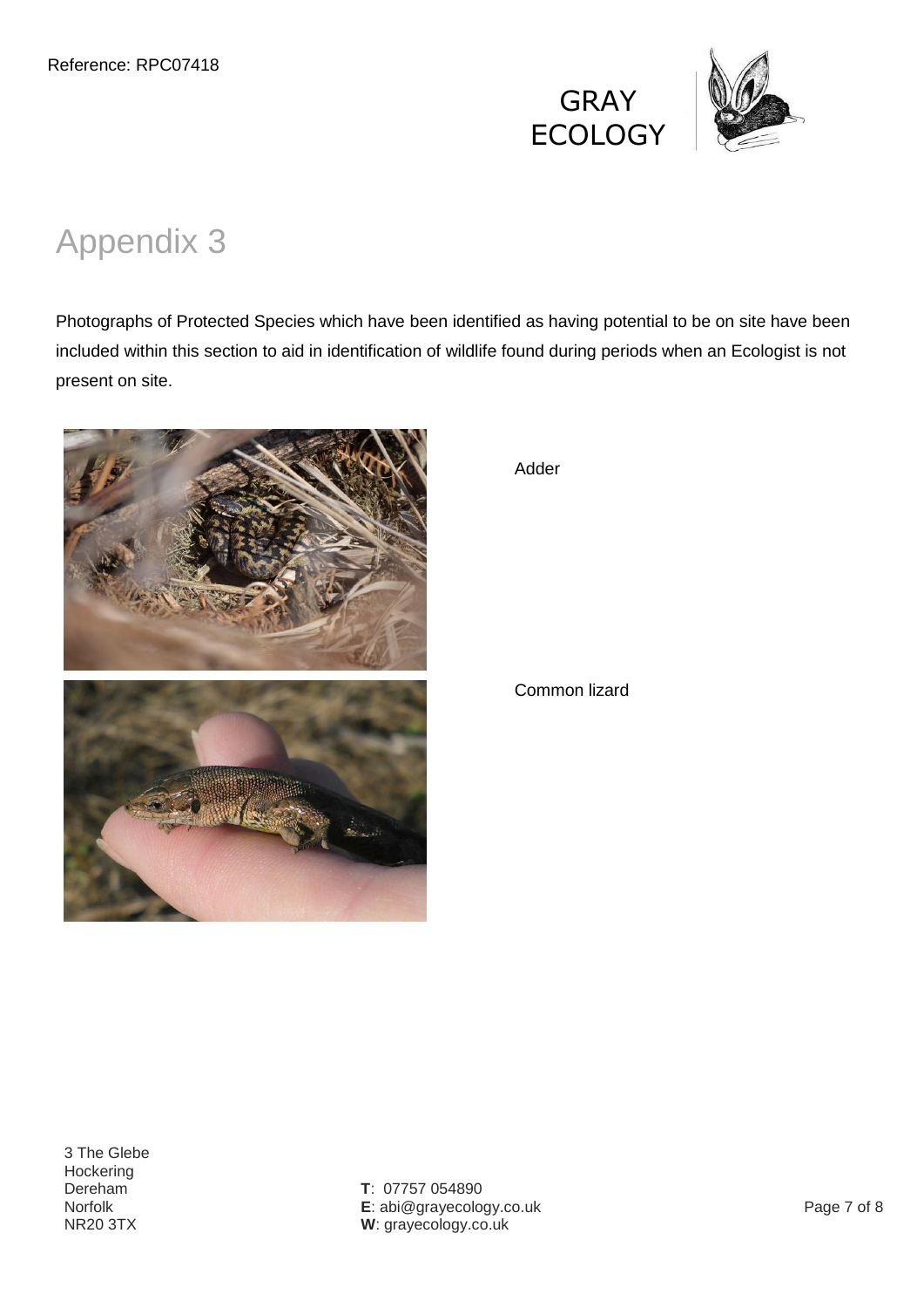# Appendix 3

Photographs of Protected Species which have been identified as having potential to be on site have been included within this section to aid in identification of wildlife found during periods when an Ecologist is not present on site.

Adder

Common lizard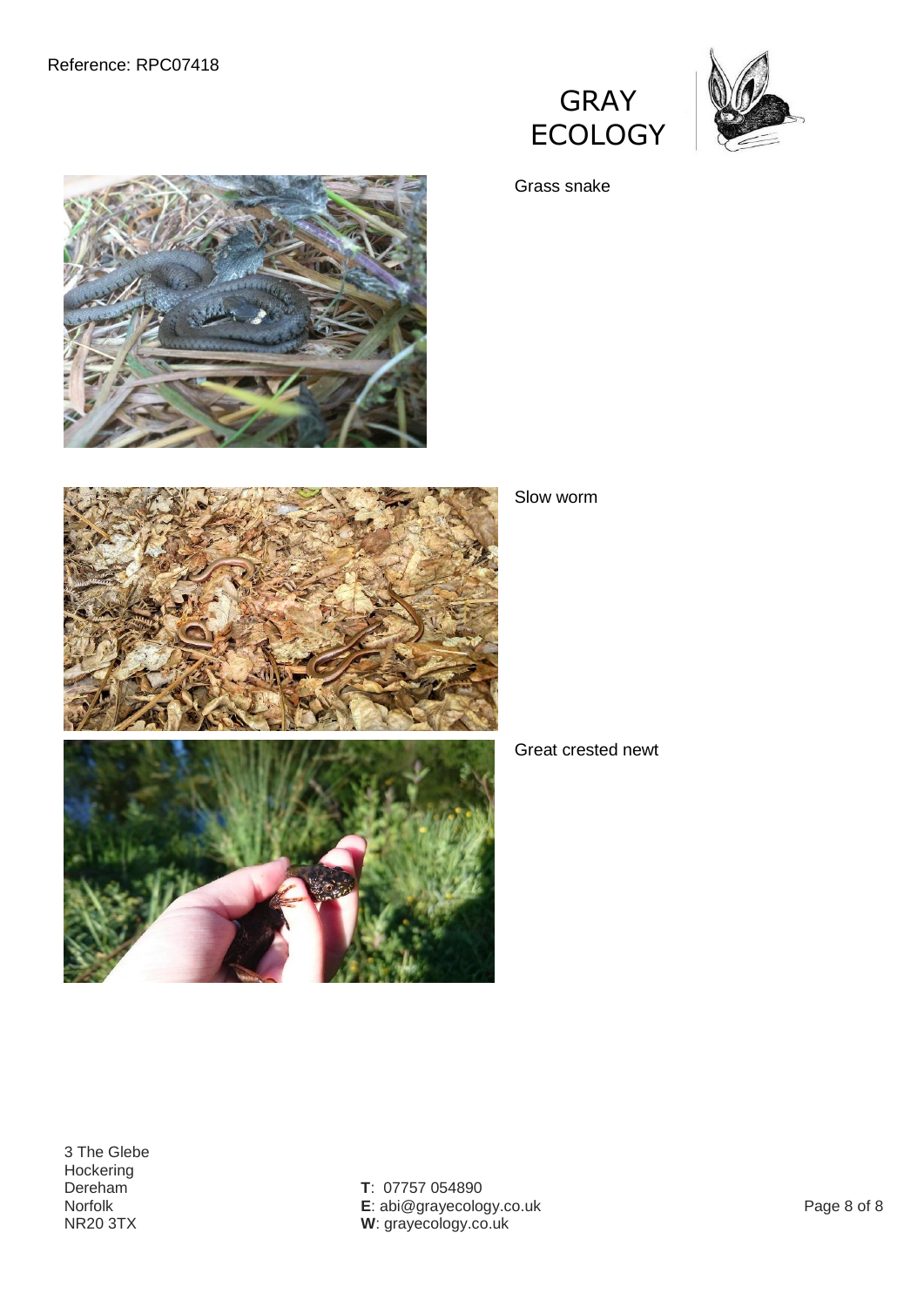Reference: RPC07418

Grass snake

Slow worm

Great crested newt

3 The Glebe
Hockering
Dereham
Norfolk
NR20 3TX

**T**: 07757 054890
**E**: abi@grayecology.co.uk
**W**: grayecology.co.uk